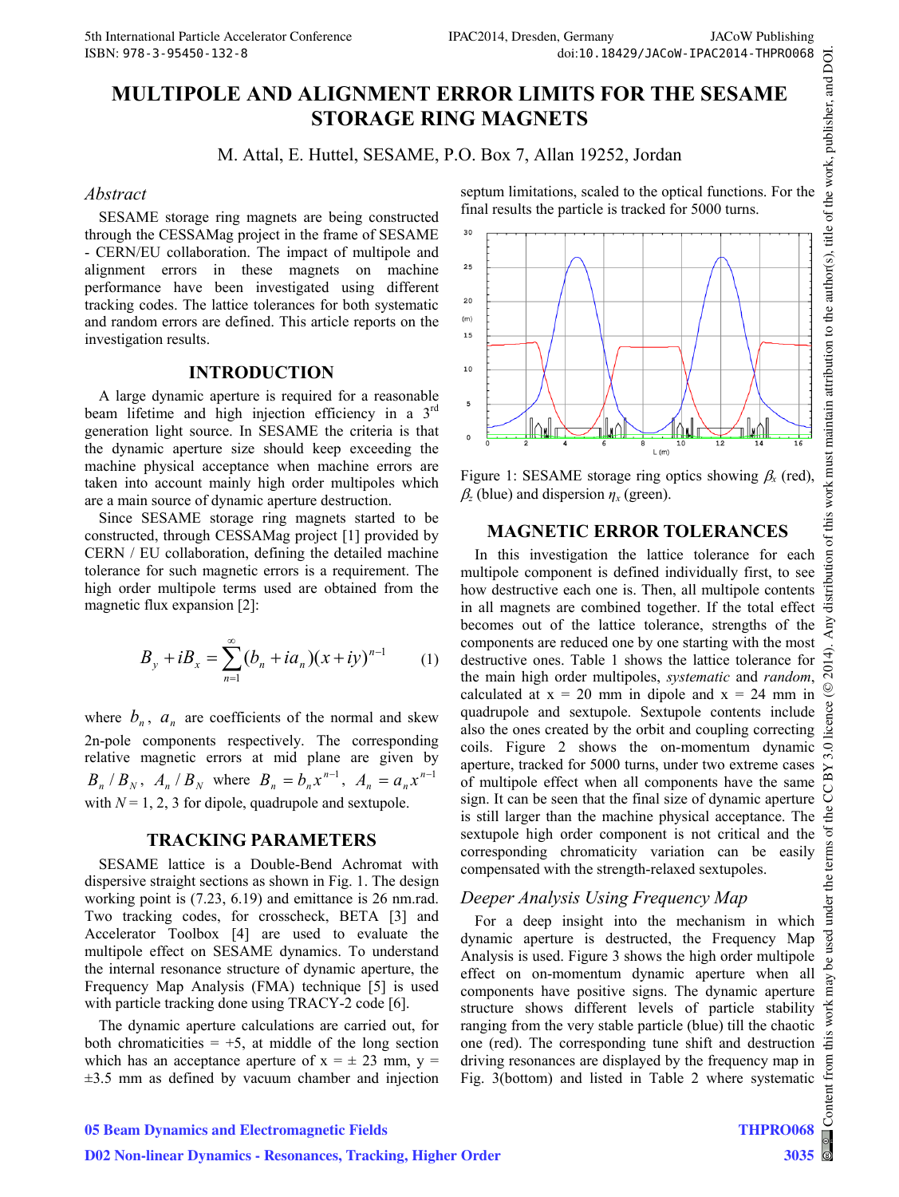# MULTIPOLE AND ALIGNMENT ERROR LIMITS FOR THE SESAME STORAGE RING MAGNETS

M. Attal, E. Huttel, SESAME, P.O. Box 7, Allan 19252, Jordan

## *Abstract*

SESAME storage ring magnets are being constructed through the CESSAMag project in the frame of SESAME - CERN/EU collaboration. The impact of multipole and alignment errors in these magnets on machine performance have been investigated using different tracking codes. The lattice tolerances for both systematic and random errors are defined. This article reports on the investigation results.

## INTRODUCTION

A large dynamic aperture is required for a reasonable beam lifetime and high injection efficiency in a 3rd generation light source. In SESAME the criteria is that the dynamic aperture size should keep exceeding the machine physical acceptance when machine errors are taken into account mainly high order multipoles which are a main source of dynamic aperture destruction.

Since SESAME storage ring magnets started to be constructed, through CESSAMag project [1] provided by CERN / EU collaboration, defining the detailed machine tolerance for such magnetic errors is a requirement. The high order multipole terms used are obtained from the magnetic flux expansion [2]:

$$B_y + iB_x = \sum_{n=1}^{\infty}(b_n + ia_n)(x+iy)^{n-1} \qquad (1)$$

where $b_n$, $a_n$ are coefficients of the normal and skew 2n-pole components respectively. The corresponding relative magnetic errors at mid plane are given by $B_n/B_N$, $A_n/B_N$ where $B_n = b_n x^{n-1}$, $A_n = a_n x^{n-1}$ with $N = 1, 2, 3$ for dipole, quadrupole and sextupole.

## TRACKING PARAMETERS

SESAME lattice is a Double-Bend Achromat with dispersive straight sections as shown in Fig. 1. The design working point is (7.23, 6.19) and emittance is 26 nm.rad. Two tracking codes, for crosscheck, BETA [3] and Accelerator Toolbox [4] are used to evaluate the multipole effect on SESAME dynamics. To understand the internal resonance structure of dynamic aperture, the Frequency Map Analysis (FMA) technique [5] is used with particle tracking done using TRACY-2 code [6].

The dynamic aperture calculations are carried out, for both chromaticities = +5, at middle of the long section which has an acceptance aperture of x = ± 23 mm, y = ±3.5 mm as defined by vacuum chamber and injection septum limitations, scaled to the optical functions. For the final results the particle is tracked for 5000 turns.

Figure 1: SESAME storage ring optics showing $\beta_x$ (red), $\beta_z$ (blue) and dispersion $\eta_x$ (green).

## MAGNETIC ERROR TOLERANCES

In this investigation the lattice tolerance for each multipole component is defined individually first, to see how destructive each one is. Then, all multipole contents in all magnets are combined together. If the total effect becomes out of the lattice tolerance, strengths of the components are reduced one by one starting with the most destructive ones. Table 1 shows the lattice tolerance for the main high order multipoles, *systematic* and *random*, calculated at x = 20 mm in dipole and x = 24 mm in quadrupole and sextupole. Sextupole contents include also the ones created by the orbit and coupling correcting coils. Figure 2 shows the on-momentum dynamic aperture, tracked for 5000 turns, under two extreme cases of multipole effect when all components have the same sign. It can be seen that the final size of dynamic aperture is still larger than the machine physical acceptance. The sextupole high order component is not critical and the corresponding chromaticity variation can be easily compensated with the strength-relaxed sextupoles.

### *Deeper Analysis Using Frequency Map*

For a deep insight into the mechanism in which dynamic aperture is destructed, the Frequency Map Analysis is used. Figure 3 shows the high order multipole effect on on-momentum dynamic aperture when all components have positive signs. The dynamic aperture structure shows different levels of particle stability ranging from the very stable particle (blue) till the chaotic one (red). The corresponding tune shift and destruction driving resonances are displayed by the frequency map in Fig. 3(bottom) and listed in Table 2 where systematic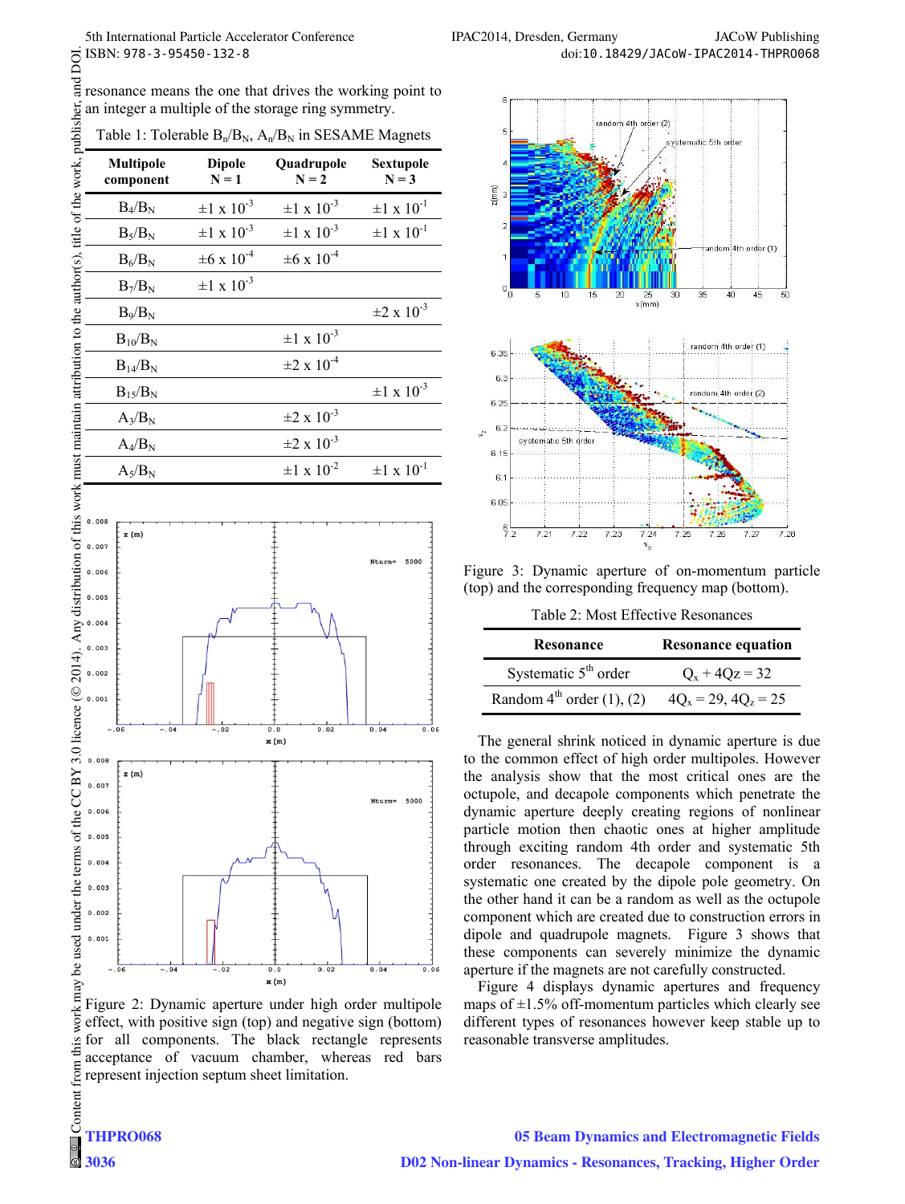resonance means the one that drives the working point to an integer a multiple of the storage ring symmetry.

Table 1: Tolerable $B_n/B_N$, $A_n/B_N$ in SESAME Magnets

| Multipole component | Dipole N = 1 | Quadrupole N = 2 | Sextupole N = 3 |
|---|---|---|---|
| $B_4/B_N$ | $\pm 1 \times 10^{-3}$ | $\pm 1 \times 10^{-3}$ | $\pm 1 \times 10^{-1}$ |
| $B_5/B_N$ | $\pm 1 \times 10^{-3}$ | $\pm 1 \times 10^{-3}$ | $\pm 1 \times 10^{-1}$ |
| $B_6/B_N$ | $\pm 6 \times 10^{-4}$ | $\pm 6 \times 10^{-4}$ | |
| $B_7/B_N$ | $\pm 1 \times 10^{-3}$ | | |
| $B_9/B_N$ | | | $\pm 2 \times 10^{-3}$ |
| $B_{10}/B_N$ | | $\pm 1 \times 10^{-3}$ | |
| $B_{14}/B_N$ | | $\pm 2 \times 10^{-4}$ | |
| $B_{15}/B_N$ | | | $\pm 1 \times 10^{-3}$ |
| $A_3/B_N$ | | $\pm 2 \times 10^{-3}$ | |
| $A_4/B_N$ | | $\pm 2 \times 10^{-3}$ | |
| $A_5/B_N$ | | $\pm 1 \times 10^{-2}$ | $\pm 1 \times 10^{-1}$ |

Figure 2: Dynamic aperture under high order multipole effect, with positive sign (top) and negative sign (bottom) for all components. The black rectangle represents acceptance of vacuum chamber, whereas red bars represent injection septum sheet limitation.

Figure 3: Dynamic aperture of on-momentum particle (top) and the corresponding frequency map (bottom).

Table 2: Most Effective Resonances

| Resonance | Resonance equation |
|---|---|
| Systematic 5th order | $Q_x + 4Q_z = 32$ |
| Random 4th order (1), (2) | $4Q_x = 29$, $4Q_z = 25$ |

The general shrink noticed in dynamic aperture is due to the common effect of high order multipoles. However the analysis show that the most critical ones are the octupole, and decapole components which penetrate the dynamic aperture deeply creating regions of nonlinear particle motion then chaotic ones at higher amplitude through exciting random 4th order and systematic 5th order resonances. The decapole component is a systematic one created by the dipole pole geometry. On the other hand it can be a random as well as the octupole component which are created due to construction errors in dipole and quadrupole magnets. Figure 3 shows that these components can severely minimize the dynamic aperture if the magnets are not carefully constructed.

Figure 4 displays dynamic apertures and frequency maps of ±1.5% off-momentum particles which clearly see different types of resonances however keep stable up to reasonable transverse amplitudes.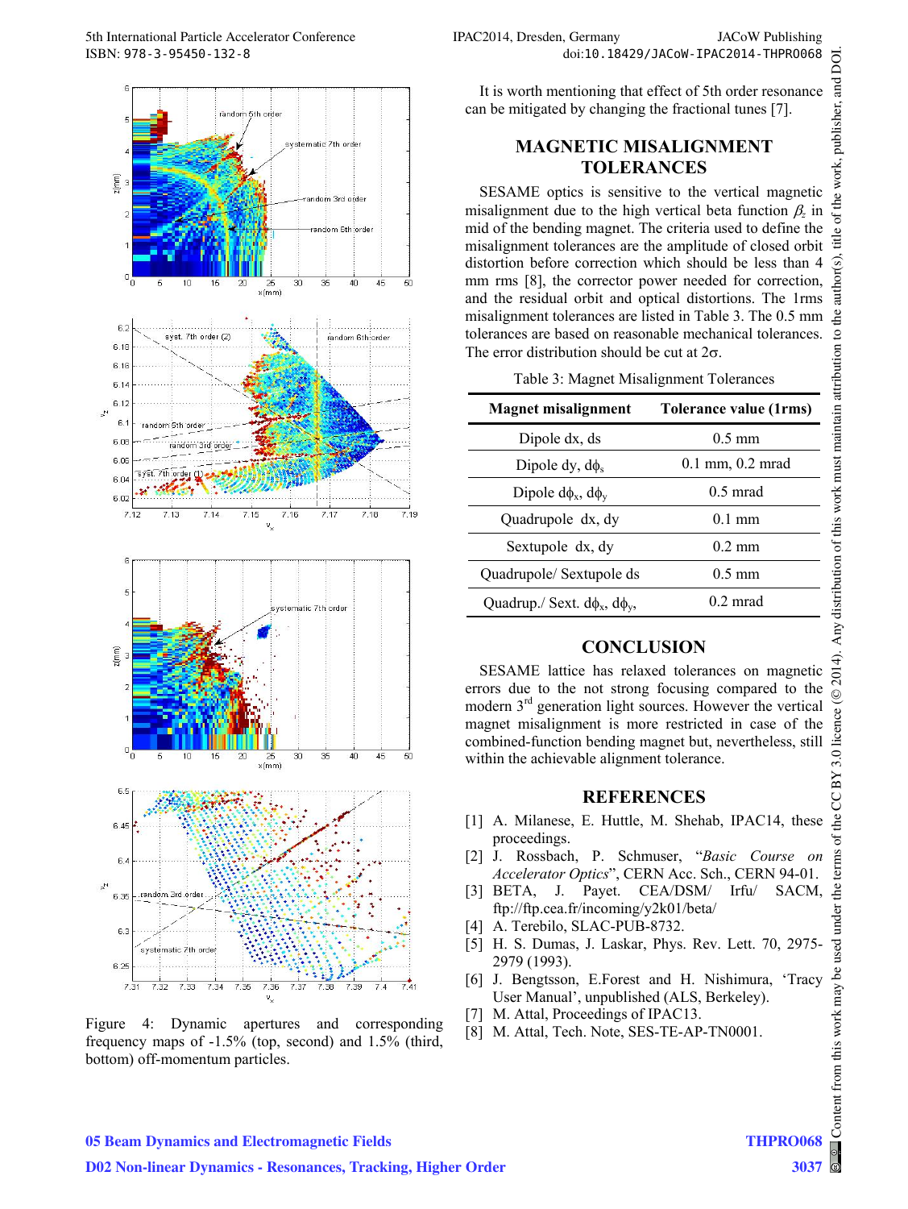random 5th order
systematic 7th order
random 3rd order
random 5th order
z(mm)
x(mm)

syst. 7th order (2)
random 6th order
random 5th order
random 3rd order
syst. 7th order (1)
$\nu_z$
$\nu_x$

systematic 7th order
z(mm)
x(mm)

random 3rd order
systematic 7th order
$\nu_z$
$\nu_x$

Figure 4: Dynamic apertures and corresponding frequency maps of -1.5% (top, second) and 1.5% (third, bottom) off-momentum particles.

It is worth mentioning that effect of 5th order resonance can be mitigated by changing the fractional tunes [7].

## MAGNETIC MISALIGNMENT TOLERANCES

SESAME optics is sensitive to the vertical magnetic misalignment due to the high vertical beta function $\beta_z$ in mid of the bending magnet. The criteria used to define the misalignment tolerances are the amplitude of closed orbit distortion before correction which should be less than 4 mm rms [8], the corrector power needed for correction, and the residual orbit and optical distortions. The 1rms misalignment tolerances are listed in Table 3. The 0.5 mm tolerances are based on reasonable mechanical tolerances. The error distribution should be cut at $2\sigma$.

Table 3: Magnet Misalignment Tolerances

| Magnet misalignment | Tolerance value (1rms) |
|---|---|
| Dipole dx, ds | 0.5 mm |
| Dipole dy, $d\phi_s$ | 0.1 mm, 0.2 mrad |
| Dipole $d\phi_x$, $d\phi_y$ | 0.5 mrad |
| Quadrupole dx, dy | 0.1 mm |
| Sextupole dx, dy | 0.2 mm |
| Quadrupole/ Sextupole ds | 0.5 mm |
| Quadrup./ Sext. $d\phi_x$, $d\phi_y$, | 0.2 mrad |

## CONCLUSION

SESAME lattice has relaxed tolerances on magnetic errors due to the not strong focusing compared to the modern 3rd generation light sources. However the vertical magnet misalignment is more restricted in case of the combined-function bending magnet but, nevertheless, still within the achievable alignment tolerance.

## REFERENCES

[1] A. Milanese, E. Huttle, M. Shehab, IPAC14, these proceedings.
[2] J. Rossbach, P. Schmuser, "*Basic Course on Accelerator Optics*", CERN Acc. Sch., CERN 94-01.
[3] BETA, J. Payet. CEA/DSM/ Irfu/ SACM, ftp://ftp.cea.fr/incoming/y2k01/beta/
[4] A. Terebilo, SLAC-PUB-8732.
[5] H. S. Dumas, J. Laskar, Phys. Rev. Lett. 70, 2975-2979 (1993).
[6] J. Bengtsson, E.Forest and H. Nishimura, 'Tracy User Manual', unpublished (ALS, Berkeley).
[7] M. Attal, Proceedings of IPAC13.
[8] M. Attal, Tech. Note, SES-TE-AP-TN0001.